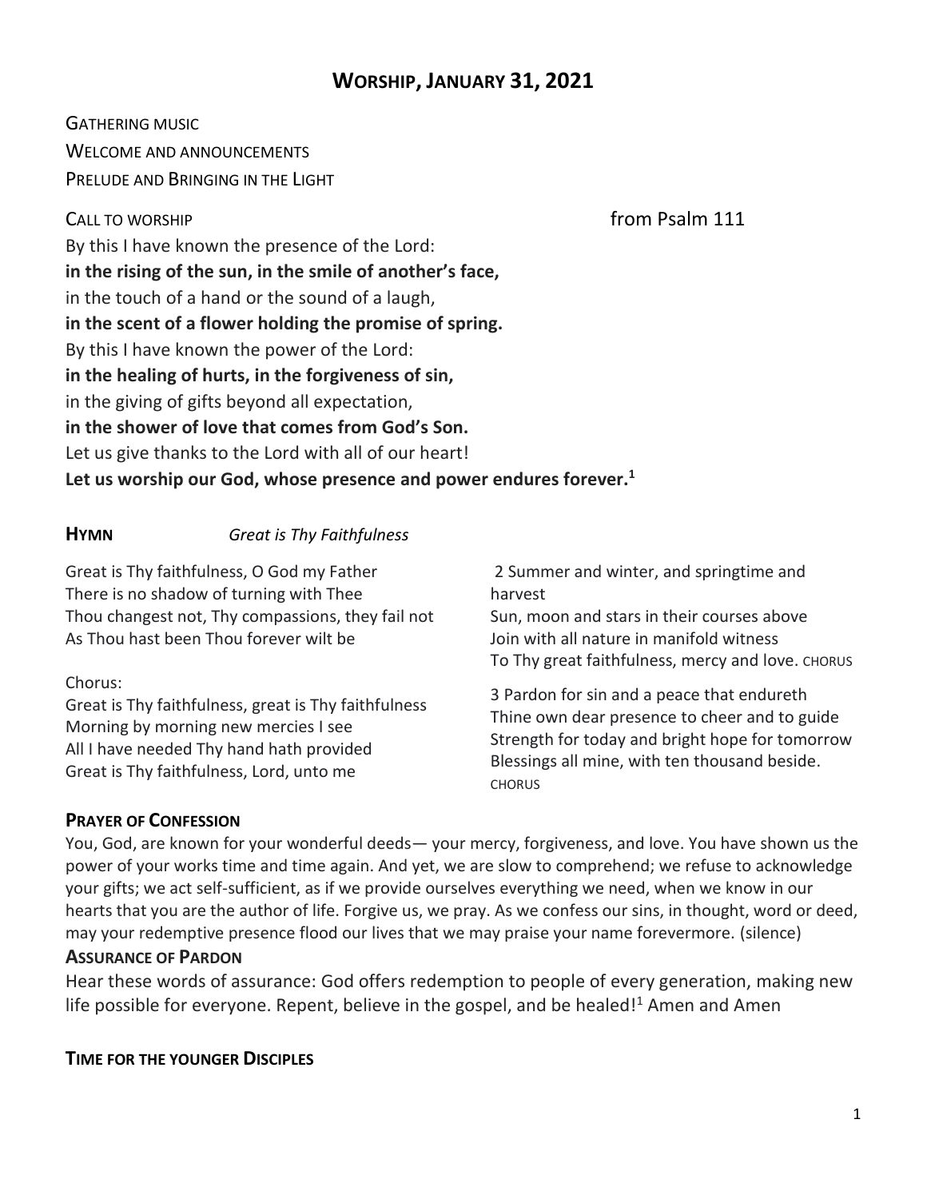# WORSHIP, JANUARY 31, 2021

GATHERING MUSIC

WELCOME AND ANNOUNCEMENTS

PRELUDE AND BRINGING IN THE LIGHT

CALL TO WORSHIP from Psalm 111

By this I have known the presence of the Lord:
**in the rising of the sun, in the smile of another's face,**
in the touch of a hand or the sound of a laugh,
**in the scent of a flower holding the promise of spring.**
By this I have known the power of the Lord:
**in the healing of hurts, in the forgiveness of sin,**
in the giving of gifts beyond all expectation,
**in the shower of love that comes from God's Son.**
Let us give thanks to the Lord with all of our heart!
**Let us worship our God, whose presence and power endures forever.**[1]

**HYMN** *Great is Thy Faithfulness*

Great is Thy faithfulness, O God my Father
There is no shadow of turning with Thee
Thou changest not, Thy compassions, they fail not
As Thou hast been Thou forever wilt be

Chorus:
Great is Thy faithfulness, great is Thy faithfulness
Morning by morning new mercies I see
All I have needed Thy hand hath provided
Great is Thy faithfulness, Lord, unto me

2 Summer and winter, and springtime and harvest
Sun, moon and stars in their courses above
Join with all nature in manifold witness
To Thy great faithfulness, mercy and love. CHORUS

3 Pardon for sin and a peace that endureth
Thine own dear presence to cheer and to guide
Strength for today and bright hope for tomorrow
Blessings all mine, with ten thousand beside. CHORUS

**PRAYER OF CONFESSION**

You, God, are known for your wonderful deeds— your mercy, forgiveness, and love. You have shown us the power of your works time and time again. And yet, we are slow to comprehend; we refuse to acknowledge your gifts; we act self-sufficient, as if we provide ourselves everything we need, when we know in our hearts that you are the author of life. Forgive us, we pray. As we confess our sins, in thought, word or deed, may your redemptive presence flood our lives that we may praise your name forevermore. (silence)

**ASSURANCE OF PARDON**

Hear these words of assurance: God offers redemption to people of every generation, making new life possible for everyone. Repent, believe in the gospel, and be healed![1] Amen and Amen

**TIME FOR THE YOUNGER DISCIPLES**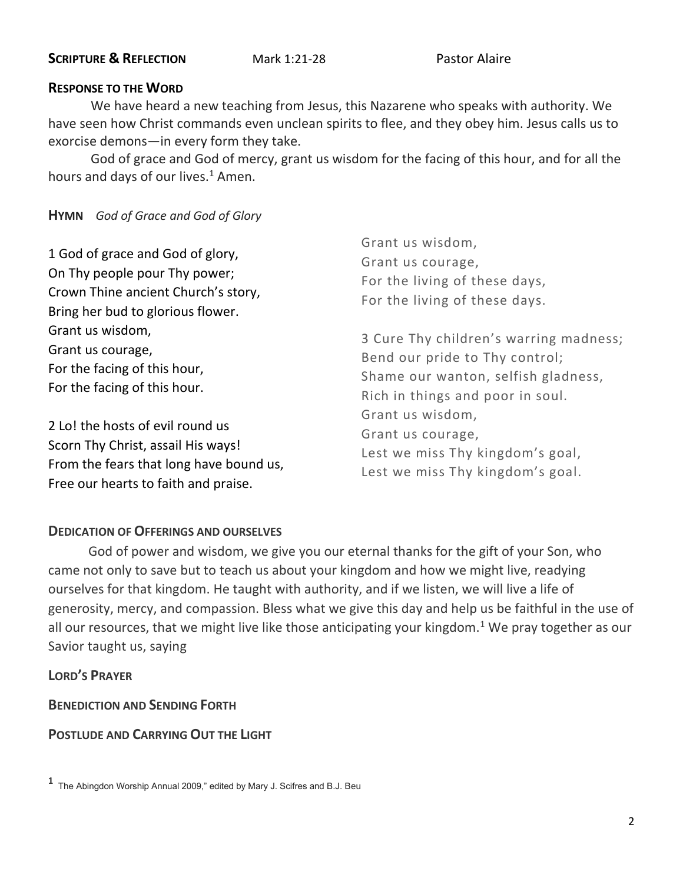**SCRIPTURE & REFLECTION** Mark 1:21-28 Pastor Alaire

**RESPONSE TO THE WORD**

We have heard a new teaching from Jesus, this Nazarene who speaks with authority. We have seen how Christ commands even unclean spirits to flee, and they obey him. Jesus calls us to exorcise demons—in every form they take.

God of grace and God of mercy, grant us wisdom for the facing of this hour, and for all the hours and days of our lives.[1] Amen.

**HYMN** *God of Grace and God of Glory*

1 God of grace and God of glory,
On Thy people pour Thy power;
Crown Thine ancient Church's story,
Bring her bud to glorious flower.
Grant us wisdom,
Grant us courage,
For the facing of this hour,
For the facing of this hour.

2 Lo! the hosts of evil round us
Scorn Thy Christ, assail His ways!
From the fears that long have bound us,
Free our hearts to faith and praise.
Grant us wisdom,
Grant us courage,
For the living of these days,
For the living of these days.

3 Cure Thy children's warring madness;
Bend our pride to Thy control;
Shame our wanton, selfish gladness,
Rich in things and poor in soul.
Grant us wisdom,
Grant us courage,
Lest we miss Thy kingdom's goal,
Lest we miss Thy kingdom's goal.

**DEDICATION OF OFFERINGS AND OURSELVES**

God of power and wisdom, we give you our eternal thanks for the gift of your Son, who came not only to save but to teach us about your kingdom and how we might live, readying ourselves for that kingdom. He taught with authority, and if we listen, we will live a life of generosity, mercy, and compassion. Bless what we give this day and help us be faithful in the use of all our resources, that we might live like those anticipating your kingdom.[1] We pray together as our Savior taught us, saying

**LORD'S PRAYER**

**BENEDICTION AND SENDING FORTH**

**POSTLUDE AND CARRYING OUT THE LIGHT**

[1] The Abingdon Worship Annual 2009," edited by Mary J. Scifres and B.J. Beu